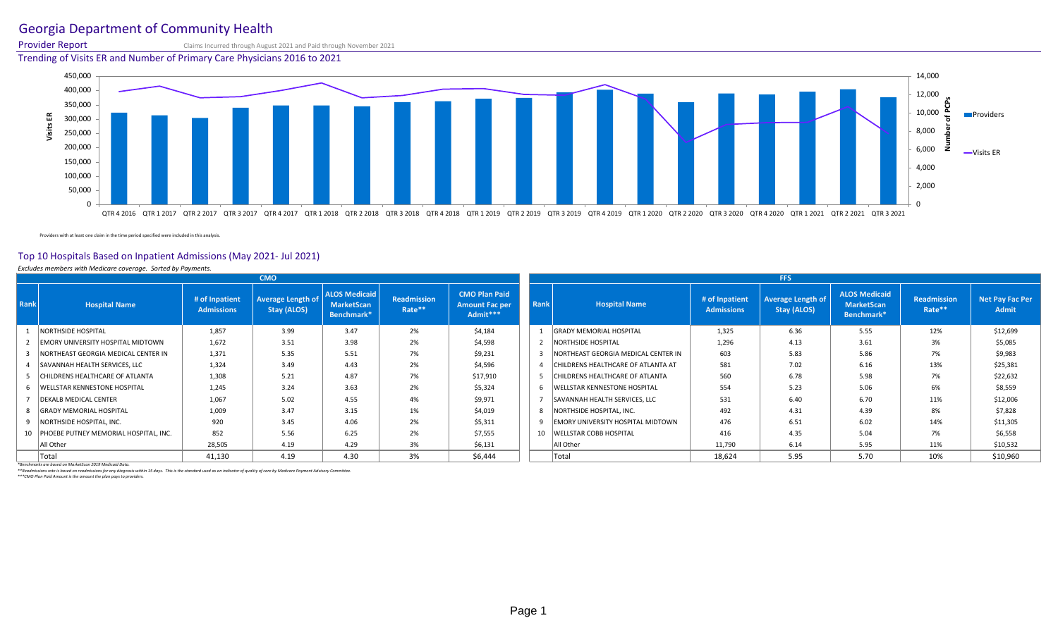# Georgia Department of Community Health

**Provider Report** Claims Incurred through August 2021 and Paid through November 2021

## Trending of Visits ER and Number of Primary Care Physicians 2016 to 2021

Providers with at least one claim in the time period specified were included in this analysis.

## Top 10 Hospitals Based on Inpatient Admissions (May 2021- Jul 2021)

*Excludes members with Medicare coverage. Sorted by Payments.*

**CMO**

| Rank | Hospital Name | # of Inpatient Admissions | Average Length of Stay (ALOS) | ALOS Medicaid MarketScan Benchmark* | Readmission Rate** | CMO Plan Paid Amount Fac per Admit*** |
|---|---|---|---|---|---|---|
| 1 | NORTHSIDE HOSPITAL | 1,857 | 3.99 | 3.47 | 2% | $4,184 |
| 2 | EMORY UNIVERSITY HOSPITAL MIDTOWN | 1,672 | 3.51 | 3.98 | 2% | $4,598 |
| 3 | NORTHEAST GEORGIA MEDICAL CENTER IN | 1,371 | 5.35 | 5.51 | 7% | $9,231 |
| 4 | SAVANNAH HEALTH SERVICES, LLC | 1,324 | 3.49 | 4.43 | 2% | $4,596 |
| 5 | CHILDRENS HEALTHCARE OF ATLANTA | 1,308 | 5.21 | 4.87 | 7% | $17,910 |
| 6 | WELLSTAR KENNESTONE HOSPITAL | 1,245 | 3.24 | 3.63 | 2% | $5,324 |
| 7 | DEKALB MEDICAL CENTER | 1,067 | 5.02 | 4.55 | 4% | $9,971 |
| 8 | GRADY MEMORIAL HOSPITAL | 1,009 | 3.47 | 3.15 | 1% | $4,019 |
| 9 | NORTHSIDE HOSPITAL, INC. | 920 | 3.45 | 4.06 | 2% | $5,311 |
| 10 | PHOEBE PUTNEY MEMORIAL HOSPITAL, INC. | 852 | 5.56 | 6.25 | 2% | $7,555 |
| | All Other | 28,505 | 4.19 | 4.29 | 3% | $6,131 |
| | Total | 41,130 | 4.19 | 4.30 | 3% | $6,444 |

**FFS**

| Rank | Hospital Name | # of Inpatient Admissions | Average Length of Stay (ALOS) | ALOS Medicaid MarketScan Benchmark* | Readmission Rate** | Net Pay Fac Per Admit |
|---|---|---|---|---|---|---|
| 1 | GRADY MEMORIAL HOSPITAL | 1,325 | 6.36 | 5.55 | 12% | $12,699 |
| 2 | NORTHSIDE HOSPITAL | 1,296 | 4.13 | 3.61 | 3% | $5,085 |
| 3 | NORTHEAST GEORGIA MEDICAL CENTER IN | 603 | 5.83 | 5.86 | 7% | $9,983 |
| 4 | CHILDRENS HEALTHCARE OF ATLANTA AT | 581 | 7.02 | 6.16 | 13% | $25,381 |
| 5 | CHILDRENS HEALTHCARE OF ATLANTA | 560 | 6.78 | 5.98 | 7% | $22,632 |
| 6 | WELLSTAR KENNESTONE HOSPITAL | 554 | 5.23 | 5.06 | 6% | $8,559 |
| 7 | SAVANNAH HEALTH SERVICES, LLC | 531 | 6.40 | 6.70 | 11% | $12,006 |
| 8 | NORTHSIDE HOSPITAL, INC. | 492 | 4.31 | 4.39 | 8% | $7,828 |
| 9 | EMORY UNIVERSITY HOSPITAL MIDTOWN | 476 | 6.51 | 6.02 | 14% | $11,305 |
| 10 | WELLSTAR COBB HOSPITAL | 416 | 4.35 | 5.04 | 7% | $6,558 |
| | All Other | 11,790 | 6.14 | 5.95 | 11% | $10,532 |
| | Total | 18,624 | 5.95 | 5.70 | 10% | $10,960 |

*Benchmarks are based on MarketScan 2019 Medicaid Data.

**Readmissions rate is based on readmissions for any diagnosis within 15 days. This is the standard used as an indicator of quality of care by Medicare Payment Advisory Committee.

***CMO Plan Paid Amount is the amount the plan pays to providers.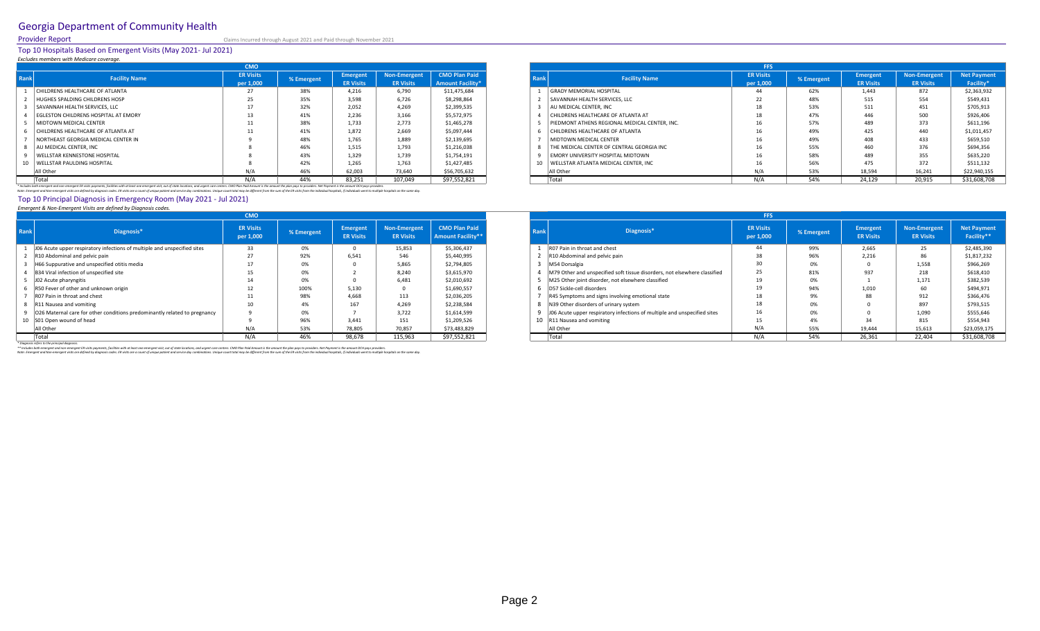# Georgia Department of Community Health

**Provider Report** — Claims Incurred through August 2021 and Paid through November 2021

## Top 10 Hospitals Based on Emergent Visits (May 2021- Jul 2021)

*Excludes members with Medicare coverage.*

| CMO | | | | | | |
|---|---|---|---|---|---|---|
| Rank | Facility Name | ER Visits per 1,000 | % Emergent | Emergent ER Visits | Non-Emergent ER Visits | CMO Plan Paid Amount Facility* |
| 1 | CHILDRENS HEALTHCARE OF ATLANTA | 27 | 38% | 4,216 | 6,790 | $11,475,684 |
| 2 | HUGHES SPALDING CHILDRENS HOSP | 25 | 35% | 3,598 | 6,726 | $8,298,864 |
| 3 | SAVANNAH HEALTH SERVICES, LLC | 17 | 32% | 2,052 | 4,269 | $2,399,535 |
| 4 | EGLESTON CHILDRENS HOSPITAL AT EMORY | 13 | 41% | 2,236 | 3,166 | $5,572,975 |
| 5 | MIDTOWN MEDICAL CENTER | 11 | 38% | 1,733 | 2,773 | $1,465,278 |
| 6 | CHILDRENS HEALTHCARE OF ATLANTA AT | 11 | 41% | 1,872 | 2,669 | $5,097,444 |
| 7 | NORTHEAST GEORGIA MEDICAL CENTER IN | 9 | 48% | 1,765 | 1,889 | $2,139,695 |
| 8 | AU MEDICAL CENTER, INC | 8 | 46% | 1,515 | 1,793 | $1,216,038 |
| 9 | WELLSTAR KENNESTONE HOSPITAL | 8 | 43% | 1,329 | 1,739 | $1,754,191 |
| 10 | WELLSTAR PAULDING HOSPITAL | 8 | 42% | 1,265 | 1,763 | $1,427,485 |
| | All Other | N/A | 46% | 62,003 | 73,640 | $56,705,632 |
| | Total | N/A | 44% | 83,251 | 107,049 | $97,552,821 |

| FFS | | | | | | |
|---|---|---|---|---|---|---|
| Rank | Facility Name | ER Visits per 1,000 | % Emergent | Emergent ER Visits | Non-Emergent ER Visits | Net Payment Facility* |
| 1 | GRADY MEMORIAL HOSPITAL | 44 | 62% | 1,443 | 872 | $2,363,932 |
| 2 | SAVANNAH HEALTH SERVICES, LLC | 22 | 48% | 515 | 554 | $549,431 |
| 3 | AU MEDICAL CENTER, INC | 18 | 53% | 511 | 451 | $705,913 |
| 4 | CHILDRENS HEALTHCARE OF ATLANTA AT | 18 | 47% | 446 | 500 | $926,406 |
| 5 | PIEDMONT ATHENS REGIONAL MEDICAL CENTER, INC. | 16 | 57% | 489 | 373 | $611,196 |
| 6 | CHILDRENS HEALTHCARE OF ATLANTA | 16 | 49% | 425 | 440 | $1,011,457 |
| 7 | MIDTOWN MEDICAL CENTER | 16 | 49% | 408 | 433 | $659,510 |
| 8 | THE MEDICAL CENTER OF CENTRAL GEORGIA INC | 16 | 55% | 460 | 376 | $694,356 |
| 9 | EMORY UNIVERSITY HOSPITAL MIDTOWN | 16 | 58% | 489 | 355 | $635,220 |
| 10 | WELLSTAR ATLANTA MEDICAL CENTER, INC | 16 | 56% | 475 | 372 | $511,132 |
| | All Other | N/A | 53% | 18,594 | 16,241 | $22,940,155 |
| | Total | N/A | 54% | 24,129 | 20,915 | $31,608,708 |

* Includes both emergent and non-emergent ER visits payments, facilities with at least one emergent visit, out of state locations, and urgent care centers. CMO Plan Paid Amount is the amount the plan pays to providers. Net Payment is the amount DCH pays providers.
Note: Emergent and Non-emergent visits are defined by diagnosis codes. ER visits are a count of unique patient and service day combinations. Unique count total may be different from the sum of the ER visits from the individual hospitals, if individuals went to multiple hospitals on the same day.

## Top 10 Principal Diagnosis in Emergency Room (May 2021 - Jul 2021)

*Emergent & Non-Emergent Visits are defined by Diagnosis codes.*

| CMO | | | | | | |
|---|---|---|---|---|---|---|
| Rank | Diagnosis* | ER Visits per 1,000 | % Emergent | Emergent ER Visits | Non-Emergent ER Visits | CMO Plan Paid Amount Facility** |
| 1 | J06 Acute upper respiratory infections of multiple and unspecified sites | 33 | 0% | 0 | 15,853 | $5,306,437 |
| 2 | R10 Abdominal and pelvic pain | 27 | 92% | 6,541 | 546 | $5,440,995 |
| 3 | H66 Suppurative and unspecified otitis media | 17 | 0% | 0 | 5,865 | $2,794,805 |
| 4 | B34 Viral infection of unspecified site | 15 | 0% | 2 | 8,240 | $3,615,970 |
| 5 | J02 Acute pharyngitis | 14 | 0% | 0 | 6,481 | $2,010,692 |
| 6 | R50 Fever of other and unknown origin | 12 | 100% | 5,130 | 0 | $1,690,557 |
| 7 | R07 Pain in throat and chest | 11 | 98% | 4,668 | 113 | $2,036,205 |
| 8 | R11 Nausea and vomiting | 10 | 4% | 167 | 4,269 | $2,238,584 |
| 9 | O26 Maternal care for other conditions predominantly related to pregnancy | 9 | 0% | 7 | 3,722 | $1,614,599 |
| 10 | S01 Open wound of head | 9 | 96% | 3,441 | 151 | $1,209,526 |
| | All Other | N/A | 53% | 78,805 | 70,857 | $73,483,829 |
| | Total | N/A | 46% | 98,678 | 115,963 | $97,552,821 |

| FFS | | | | | | |
|---|---|---|---|---|---|---|
| Rank | Diagnosis* | ER Visits per 1,000 | % Emergent | Emergent ER Visits | Non-Emergent ER Visits | Net Payment Facility** |
| 1 | R07 Pain in throat and chest | 44 | 99% | 2,665 | 25 | $2,485,390 |
| 2 | R10 Abdominal and pelvic pain | 38 | 96% | 2,216 | 86 | $1,817,232 |
| 3 | M54 Dorsalgia | 30 | 0% | 0 | 1,558 | $966,269 |
| 4 | M79 Other and unspecified soft tissue disorders, not elsewhere classified | 25 | 81% | 937 | 218 | $618,410 |
| 5 | M25 Other joint disorder, not elsewhere classified | 19 | 0% | 1 | 1,171 | $382,539 |
| 6 | D57 Sickle-cell disorders | 19 | 94% | 1,010 | 60 | $494,971 |
| 7 | R45 Symptoms and signs involving emotional state | 18 | 9% | 88 | 912 | $366,476 |
| 8 | N39 Other disorders of urinary system | 18 | 0% | 0 | 897 | $793,515 |
| 9 | J06 Acute upper respiratory infections of multiple and unspecified sites | 16 | 0% | 0 | 1,090 | $555,646 |
| 10 | R11 Nausea and vomiting | 15 | 4% | 34 | 815 | $554,943 |
| | All Other | N/A | 55% | 19,444 | 15,613 | $23,059,175 |
| | Total | N/A | 54% | 26,361 | 22,404 | $31,608,708 |

* Diagnosis refers to the principal diagnosis.
** Includes both emergent and non-emergent ER visits payments, facilities with at least one emergent visit, out of state locations, and urgent care centers. CMO Plan Paid Amount is the amount the plan pays to providers. Net Payment is the amount DCH pays providers.
Note: Emergent and Non-emergent visits are defined by diagnosis codes. ER visits are a count of unique patient and service day combinations. Unique count total may be different from the sum of the ER visits from the individual hospitals, if individuals went to multiple hospitals on the same day.